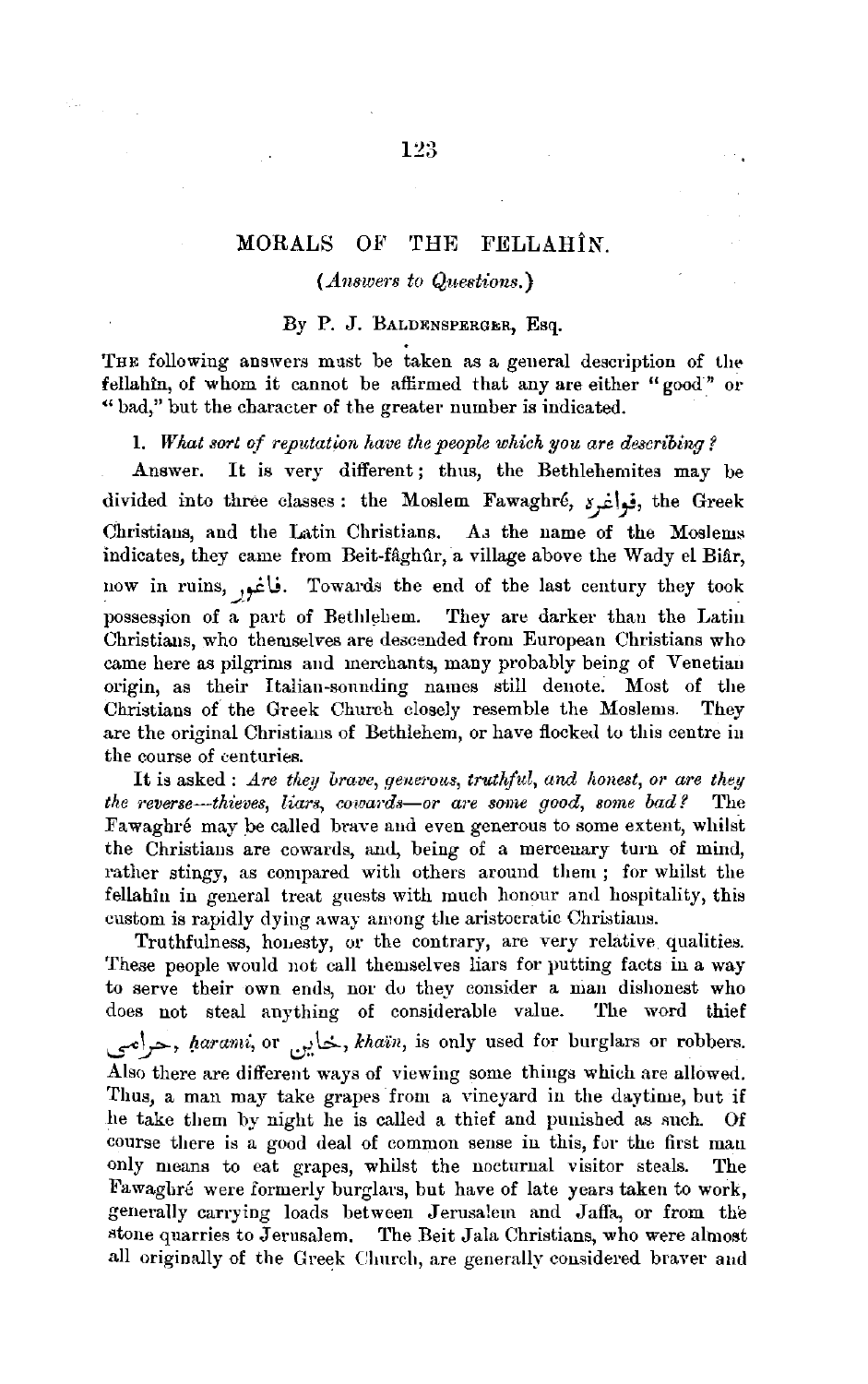# MORALS OF THE FELLAHÎN.

*(Answers to Questions.)*

By P. J. Baldensperger, Esq.

The following answers must be taken as a general description of the fellahîn, of whom it cannot be affirmed that any are either "good" or "bad," but the character of the greater number is indicated.

1. *What sort of reputation have the people which you are describing?*

Answer. It is very different; thus, the Bethlehemites may be divided into three classes: the Moslem Fawaghré, فواغرة, the Greek Christians, and the Latin Christians. As the name of the Moslems indicates, they came from Beit-fâghûr, a village above the Wady el Biâr, now in ruins, فاغور. Towards the end of the last century they took possession of a part of Bethlehem. They are darker than the Latin Christians, who themselves are descended from European Christians who came here as pilgrims and merchants, many probably being of Venetian origin, as their Italian-sounding names still denote. Most of the Christians of the Greek Church closely resemble the Moslems. They are the original Christians of Bethlehem, or have flocked to this centre in the course of centuries.

It is asked: *Are they brave, generous, truthful, and honest, or are they the reverse—thieves, liars, cowards—or are some good, some bad?* The Fawaghré may be called brave and even generous to some extent, whilst the Christians are cowards, and, being of a mercenary turn of mind, rather stingy, as compared with others around them; for whilst the fellahîn in general treat guests with much honour and hospitality, this custom is rapidly dying away among the aristocratic Christians.

Truthfulness, honesty, or the contrary, are very relative qualities. These people would not call themselves liars for putting facts in a way to serve their own ends, nor do they consider a man dishonest who does not steal anything of considerable value. The word thief حرامي, *harami*, or خاين, *khaïn*, is only used for burglars or robbers. Also there are different ways of viewing some things which are allowed. Thus, a man may take grapes from a vineyard in the daytime, but if he take them by night he is called a thief and punished as such. Of course there is a good deal of common sense in this, for the first man only means to eat grapes, whilst the nocturnal visitor steals. The Fawaghré were formerly burglars, but have of late years taken to work, generally carrying loads between Jerusalem and Jaffa, or from the stone quarries to Jerusalem. The Beit Jala Christians, who were almost all originally of the Greek Church, are generally considered braver and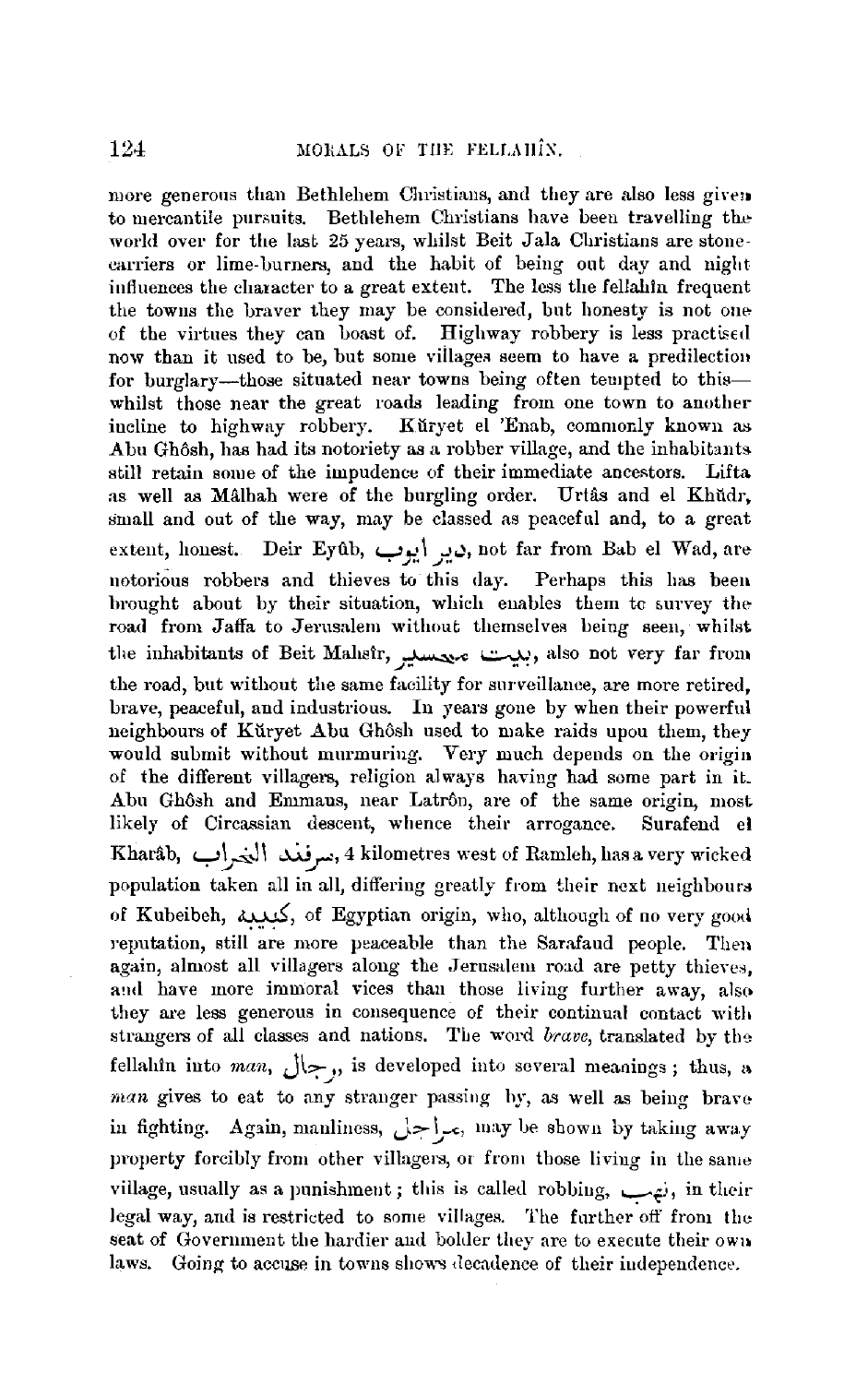more generous than Bethlehem Christians, and they are also less given to mercantile pursuits. Bethlehem Christians have been travelling the world over for the last 25 years, whilst Beit Jala Christians are stone-carriers or lime-burners, and the habit of being out day and night influences the character to a great extent. The less the fellahîn frequent the towns the braver they may be considered, but honesty is not one of the virtues they can boast of. Highway robbery is less practised now than it used to be, but some villages seem to have a predilection for burglary—those situated near towns being often tempted to this—whilst those near the great roads leading from one town to another incline to highway robbery. Kŭryet el 'Enab, commonly known as Abu Ghôsh, has had its notoriety as a robber village, and the inhabitants still retain some of the impudence of their immediate ancestors. Lifta as well as Mâlhah were of the burgling order. Urtâs and el Khŭdr, small and out of the way, may be classed as peaceful and, to a great extent, honest. Deir Eyûb, دير ايوب, not far from Bab el Wad, are notorious robbers and thieves to this day. Perhaps this has been brought about by their situation, which enables them to survey the road from Jaffa to Jerusalem without themselves being seen, whilst the inhabitants of Beit Mahsîr, بيت محسير, also not very far from the road, but without the same facility for surveillance, are more retired, brave, peaceful, and industrious. In years gone by when their powerful neighbours of Kŭryet Abu Ghôsh used to make raids upon them, they would submit without murmuring. Very much depends on the origin of the different villagers, religion always having had some part in it. Abu Ghôsh and Emmaus, near Latrôn, are of the same origin, most likely of Circassian descent, whence their arrogance. Surafend el Kharâb, صرفند الخراب, 4 kilometres west of Ramleh, has a very wicked population taken all in all, differing greatly from their next neighbours of Kubeibeh, كبيبه, of Egyptian origin, who, although of no very good reputation, still are more peaceable than the Sarafaud people. Then again, almost all villagers along the Jerusalem road are petty thieves, and have more immoral vices than those living further away, also they are less generous in consequence of their continual contact with strangers of all classes and nations. The word *brave*, translated by the fellahîn into *man*, رجال, is developed into several meanings; thus, a *man* gives to eat to any stranger passing by, as well as being brave in fighting. Again, manliness, مراجل, may be shown by taking away property forcibly from other villagers, or from those living in the same village, usually as a punishment; this is called robbing, نهب, in their legal way, and is restricted to some villages. The further off from the seat of Government the hardier and bolder they are to execute their own laws. Going to accuse in towns shows decadence of their independence.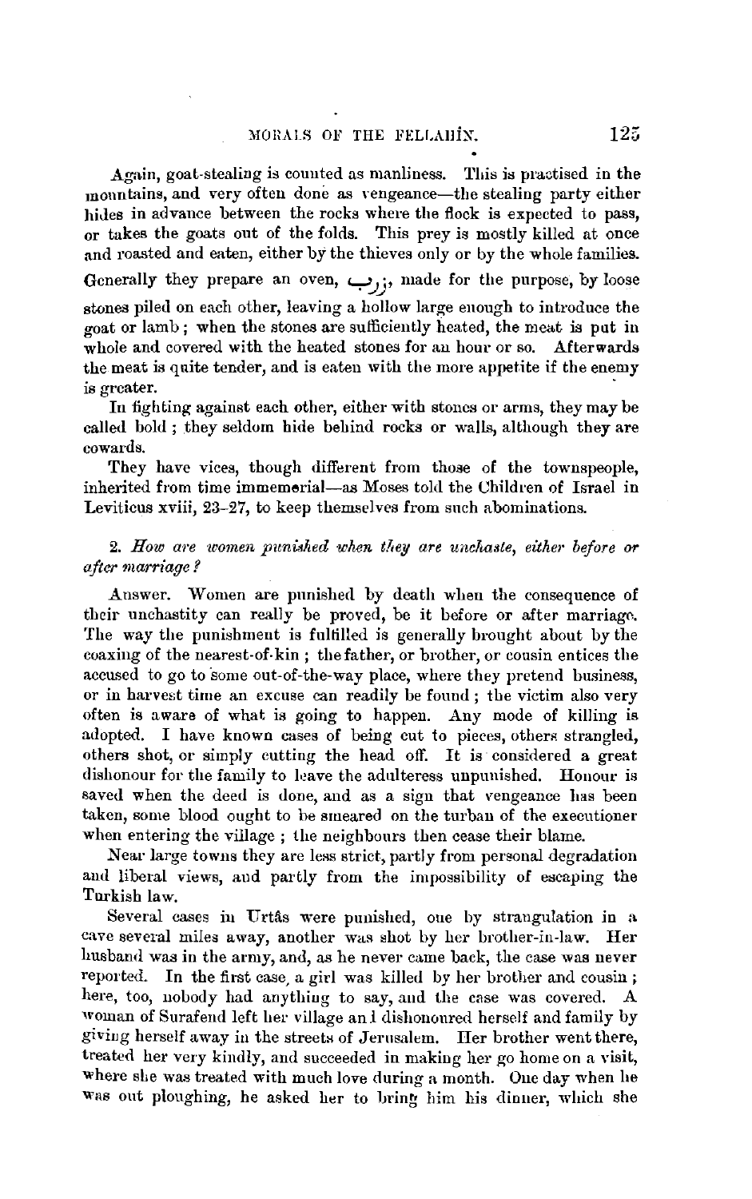Again, goat-stealing is counted as manliness. This is practised in the mountains, and very often done as vengeance—the stealing party either hides in advance between the rocks where the flock is expected to pass, or takes the goats out of the folds. This prey is mostly killed at once and roasted and eaten, either by the thieves only or by the whole families. Generally they prepare an oven, زرب, made for the purpose, by loose stones piled on each other, leaving a hollow large enough to introduce the goat or lamb; when the stones are sufficiently heated, the meat is put in whole and covered with the heated stones for an hour or so. Afterwards the meat is quite tender, and is eaten with the more appetite if the enemy is greater.

In fighting against each other, either with stones or arms, they may be called bold; they seldom hide behind rocks or walls, although they are cowards.

They have vices, though different from those of the townspeople, inherited from time immemorial—as Moses told the Children of Israel in Leviticus xviii, 23–27, to keep themselves from such abominations.

2. *How are women punished when they are unchaste, either before or after marriage?*

Answer. Women are punished by death when the consequence of their unchastity can really be proved, be it before or after marriage. The way the punishment is fulfilled is generally brought about by the coaxing of the nearest-of-kin; the father, or brother, or cousin entices the accused to go to some out-of-the-way place, where they pretend business, or in harvest time an excuse can readily be found; the victim also very often is aware of what is going to happen. Any mode of killing is adopted. I have known cases of being cut to pieces, others strangled, others shot, or simply cutting the head off. It is considered a great dishonour for the family to leave the adulteress unpunished. Honour is saved when the deed is done, and as a sign that vengeance has been taken, some blood ought to be smeared on the turban of the executioner when entering the village; the neighbours then cease their blame.

Near large towns they are less strict, partly from personal degradation and liberal views, and partly from the impossibility of escaping the Turkish law.

Several cases in Urtâs were punished, one by strangulation in a cave several miles away, another was shot by her brother-in-law. Her husband was in the army, and, as he never came back, the case was never reported. In the first case, a girl was killed by her brother and cousin; here, too, nobody had anything to say, and the case was covered. A woman of Surafend left her village and dishonoured herself and family by giving herself away in the streets of Jerusalem. Her brother went there, treated her very kindly, and succeeded in making her go home on a visit, where she was treated with much love during a month. One day when he was out ploughing, he asked her to bring him his dinner, which she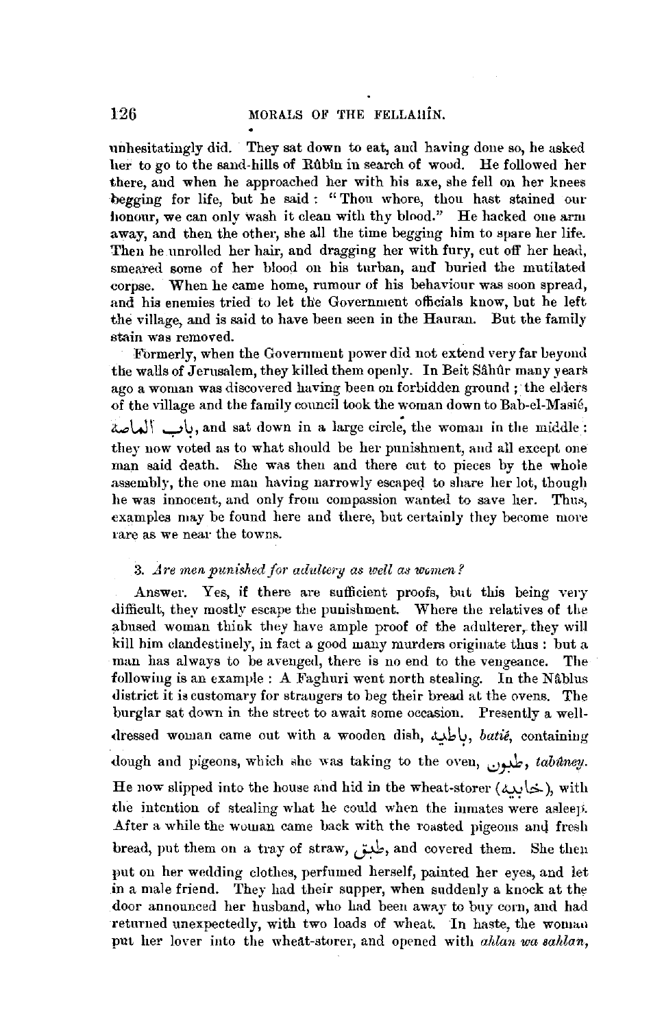unhesitatingly did. They sat down to eat, and having done so, he asked her to go to the sand-hills of Rûbîn in search of wood. He followed her there, and when he approached her with his axe, she fell on her knees begging for life, but he said: "Thou whore, thou hast stained our honour, we can only wash it clean with thy blood." He hacked one arm away, and then the other, she all the time begging him to spare her life. Then he unrolled her hair, and dragging her with fury, cut off her head, smeared some of her blood on his turban, and buried the mutilated corpse. When he came home, rumour of his behaviour was soon spread, and his enemies tried to let the Government officials know, but he left the village, and is said to have been seen in the Hauran. But the family stain was removed.

Formerly, when the Government power did not extend very far beyond the walls of Jerusalem, they killed them openly. In Beit Sâhûr many years ago a woman was discovered having been on forbidden ground; the elders of the village and the family council took the woman down to Bab-el-Masié, باب الماصة, and sat down in a large circle, the woman in the middle: they now voted as to what should be her punishment, and all except one man said death. She was then and there cut to pieces by the whole assembly, the one man having narrowly escaped to share her lot, though he was innocent, and only from compassion wanted to save her. Thus, examples may be found here and there, but certainly they become more rare as we near the towns.

### 3. *Are men punished for adultery as well as women?*

Answer. Yes, if there are sufficient proofs, but this being very difficult, they mostly escape the punishment. Where the relatives of the abused woman think they have ample proof of the adulterer, they will kill him clandestinely, in fact a good many murders originate thus: but a man has always to be avenged, there is no end to the vengeance. The following is an example: A Faghuri went north stealing. In the Nâblus district it is customary for strangers to beg their bread at the ovens. The burglar sat down in the street to await some occasion. Presently a well-dressed woman came out with a wooden dish, باطية, *batié*, containing dough and pigeons, which she was taking to the oven, طبون, *tabûney*. He now slipped into the house and hid in the wheat-storer (خابية), with the intention of stealing what he could when the inmates were asleep. After a while the woman came back with the roasted pigeons and fresh bread, put them on a tray of straw, طبق, and covered them. She then put on her wedding clothes, perfumed herself, painted her eyes, and let in a male friend. They had their supper, when suddenly a knock at the door announced her husband, who had been away to buy corn, and had returned unexpectedly, with two loads of wheat. In haste, the woman put her lover into the wheat-storer, and opened with *ahlan wa sahlan*,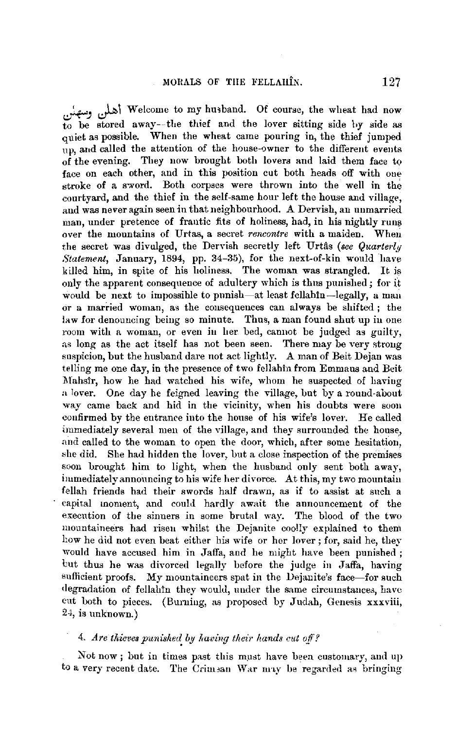اهلين وسهلين Welcome to my husband. Of course, the wheat had now to be stored away—the thief and the lover sitting side by side as quiet as possible. When the wheat came pouring in, the thief jumped up, and called the attention of the house-owner to the different events of the evening. They now brought both lovers and laid them face to face on each other, and in this position cut both heads off with one stroke of a sword. Both corpses were thrown into the well in the courtyard, and the thief in the self-same hour left the house and village, and was never again seen in that neighbourhood. A Dervish, an unmarried man, under pretence of frantic fits of holiness, had, in his nightly runs over the mountains of Urtas, a secret *rencontre* with a maiden. When the secret was divulged, the Dervish secretly left Urtâs (*see Quarterly Statement*, January, 1894, pp. 34–35), for the next-of-kin would have killed him, in spite of his holiness. The woman was strangled. It is only the apparent consequence of adultery which is thus punished; for it would be next to impossible to punish—at least fellahîn—legally, a man or a married woman, as the consequences can always be shifted; the law for denouncing being so minute. Thus, a man found shut up in one room with a woman, or even in her bed, cannot be judged as guilty, as long as the act itself has not been seen. There may be very strong suspicion, but the husband dare not act lightly. A man of Beit Dejan was telling me one day, in the presence of two fellahîn from Emmaus and Beit Mahsîr, how he had watched his wife, whom he suspected of having a lover. One day he feigned leaving the village, but by a round-about way came back and hid in the vicinity, when his doubts were soon confirmed by the entrance into the house of his wife's lover. He called immediately several men of the village, and they surrounded the house, and called to the woman to open the door, which, after some hesitation, she did. She had hidden the lover, but a close inspection of the premises soon brought him to light, when the husband only sent both away, immediately announcing to his wife her divorce. At this, my two mountain fellah friends had their swords half drawn, as if to assist at such a capital moment, and could hardly await the announcement of the execution of the sinners in some brutal way. The blood of the two mountaineers had risen whilst the Dejanite coolly explained to them how he did not even beat either his wife or her lover; for, said he, they would have accused him in Jaffa, and he might have been punished; but thus he was divorced legally before the judge in Jaffa, having sufficient proofs. My mountaineers spat in the Dejanite's face—for such degradation of fellahîn they would, under the same circumstances, have cut both to pieces. (Burning, as proposed by Judah, Genesis xxxviii, 24, is unknown.)

4. *Are thieves punished by having their hands cut off?*

Not now; but in times past this must have been customary, and up to a very recent date. The Crimean War may be regarded as bringing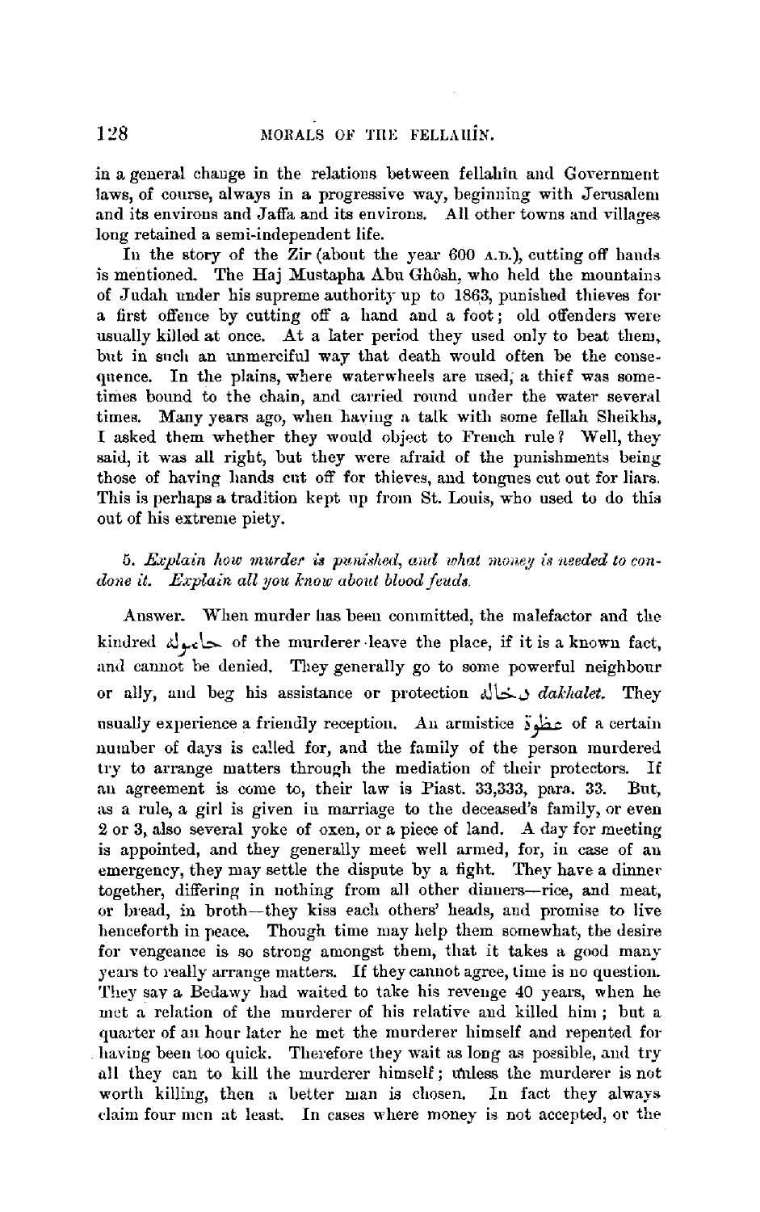in a general change in the relations between fellahîn and Government laws, of course, always in a progressive way, beginning with Jerusalem and its environs and Jaffa and its environs. All other towns and villages long retained a semi-independent life.

In the story of the Zir (about the year 600 A.D.), cutting off hands is mentioned. The Haj Mustapha Abu Ghôsh, who held the mountains of Judah under his supreme authority up to 1863, punished thieves for a first offence by cutting off a hand and a foot; old offenders were usually killed at once. At a later period they used only to beat them, but in such an unmerciful way that death would often be the consequence. In the plains, where waterwheels are used, a thief was sometimes bound to the chain, and carried round under the water several times. Many years ago, when having a talk with some fellah Sheikhs, I asked them whether they would object to French rule? Well, they said, it was all right, but they were afraid of the punishments being those of having hands cut off for thieves, and tongues cut out for liars. This is perhaps a tradition kept up from St. Louis, who used to do this out of his extreme piety.

5. *Explain how murder is punished, and what money is needed to condone it. Explain all you know about blood feuds.*

Answer. When murder has been committed, the malefactor and the kindred حمايله of the murderer leave the place, if it is a known fact, and cannot be denied. They generally go to some powerful neighbour or ally, and beg his assistance or protection دخاله *dakhalet*. They usually experience a friendly reception. An armistice عطوة of a certain number of days is called for, and the family of the person murdered try to arrange matters through the mediation of their protectors. If an agreement is come to, their law is Piast. 33,333, para. 33. But, as a rule, a girl is given in marriage to the deceased's family, or even 2 or 3, also several yoke of oxen, or a piece of land. A day for meeting is appointed, and they generally meet well armed, for, in case of an emergency, they may settle the dispute by a fight. They have a dinner together, differing in nothing from all other dinners—rice, and meat, or bread, in broth—they kiss each others' heads, and promise to live henceforth in peace. Though time may help them somewhat, the desire for vengeance is so strong amongst them, that it takes a good many years to really arrange matters. If they cannot agree, time is no question. They say a Bedawy had waited to take his revenge 40 years, when he met a relation of the murderer of his relative and killed him; but a quarter of an hour later he met the murderer himself and repented for having been too quick. Therefore they wait as long as possible, and try all they can to kill the murderer himself; unless the murderer is not worth killing, then a better man is chosen. In fact they always claim four men at least. In cases where money is not accepted, or the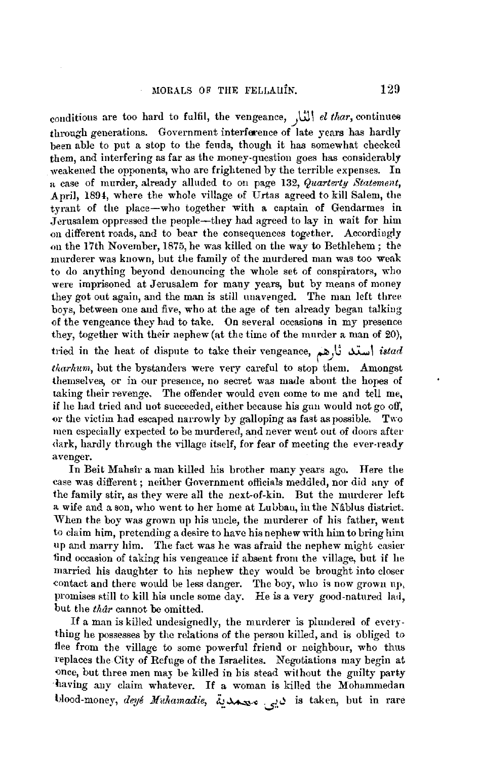conditions are too hard to fulfil, the vengeance, الثار *el thar*, continues through generations. Government interference of late years has hardly been able to put a stop to the feuds, though it has somewhat checked them, and interfering as far as the money-question goes has considerably weakened the opponents, who are frightened by the terrible expenses. In a case of murder, already alluded to on page 132, *Quarterly Statement*, April, 1894, where the whole village of Urtas agreed to kill Salem, the tyrant of the place—who together with a captain of Gendarmes in Jerusalem oppressed the people—they had agreed to lay in wait for him on different roads, and to bear the consequences together. Accordingly on the 17th November, 1875, he was killed on the way to Bethlehem; the murderer was known, but the family of the murdered man was too weak to do anything beyond denouncing the whole set of conspirators, who were imprisoned at Jerusalem for many years, but by means of money they got out again, and the man is still unavenged. The man left three boys, between one and five, who at the age of ten already began talking of the vengeance they had to take. On several occasions in my presence they, together with their nephew (at the time of the murder a man of 20), tried in the heat of dispute to take their vengeance, استد ثارهم *istad tharhum*, but the bystanders were very careful to stop them. Amongst themselves, or in our presence, no secret was made about the hopes of taking their revenge. The offender would even come to me and tell me, if he had tried and not succeeded, either because his gun would not go off, or the victim had escaped narrowly by galloping as fast as possible. Two men especially expected to be murdered, and never went out of doors after dark, hardly through the village itself, for fear of meeting the ever-ready avenger.

In Beit Mahsîr a man killed his brother many years ago. Here the case was different; neither Government officials meddled, nor did any of the family stir, as they were all the next-of-kin. But the murderer left a wife and a son, who went to her home at Lubban, in the Nâblus district. When the boy was grown up his uncle, the murderer of his father, went to claim him, pretending a desire to have his nephew with him to bring him up and marry him. The fact was he was afraid the nephew might easier find occasion of taking his vengeance if absent from the village, but if he married his daughter to his nephew they would be brought into closer contact and there would be less danger. The boy, who is now grown up, promises still to kill his uncle some day. He is a very good-natured lad, but the *thâr* cannot be omitted.

If a man is killed undesignedly, the murderer is plundered of everything he possesses by the relations of the person killed, and is obliged to flee from the village to some powerful friend or neighbour, who thus replaces the City of Refuge of the Israelites. Negotiations may begin at once, but three men may be killed in his stead without the guilty party having any claim whatever. If a woman is killed the Mohammedan blood-money, *deyé Muhamadie,* دية محمدية is taken, but in rare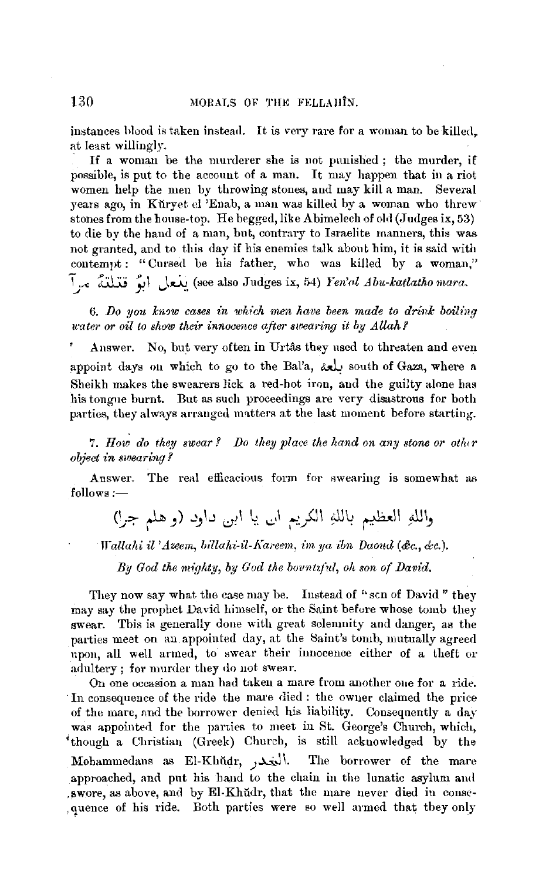instances blood is taken instead. It is very rare for a woman to be killed, at least willingly.

If a woman be the murderer she is not punished; the murder, if possible, is put to the account of a man. It may happen that in a riot women help the men by throwing stones, and may kill a man. Several years ago, in Küryet el 'Enab, a man was killed by a woman who threw stones from the house-top. He begged, like Abimelech of old (Judges ix, 53) to die by the hand of a man, but, contrary to Israelite manners, this was not granted, and to this day if his enemies talk about him, it is said with contempt: "Cursed be his father, who was killed by a woman," يلعن ابو قتلتة مرا (see also Judges ix, 54) *Yen'al Abu-katlatho mara.*

6. *Do you know cases in which men have been made to drink boiling water or oil to show their innocence after swearing it by Allah?*

Answer. No, but very often in Urtâs they used to threaten and even appoint days on which to go to the Bal'a, بلعة south of Gaza, where a Sheikh makes the swearers lick a red-hot iron, and the guilty alone has his tongue burnt. But as such proceedings are very disastrous for both parties, they always arranged matters at the last moment before starting.

7. *How do they swear? Do they place the hand on any stone or other object in swearing?*

Answer. The real efficacious form for swearing is somewhat as follows:—

واللهِ العظيم باللهِ الكريم ان يا ابن داود (و هلم جرا)

*Wallahi il 'Azeem, billahi-il-Kareem, im ya ibn Daoud (&c., &c.).*

*By God the mighty, by God the bountiful, oh son of David.*

They now say what the case may be. Instead of "son of David" they may say the prophet David himself, or the Saint before whose tomb they swear. This is generally done with great solemnity and danger, as the parties meet on an appointed day, at the Saint's tomb, mutually agreed upon, all well armed, to swear their innocence either of a theft or adultery; for murder they do not swear.

On one occasion a man had taken a mare from another one for a ride. In consequence of the ride the mare died: the owner claimed the price of the mare, and the borrower denied his liability. Consequently a day was appointed for the parties to meet in St. George's Church, which, though a Christian (Greek) Church, is still acknowledged by the Mohammedans as El-Khüdr, الخضر. The borrower of the mare approached, and put his hand to the chain in the lunatic asylum and swore, as above, and by El-Khüdr, that the mare never died in consequence of his ride. Both parties were so well armed that they only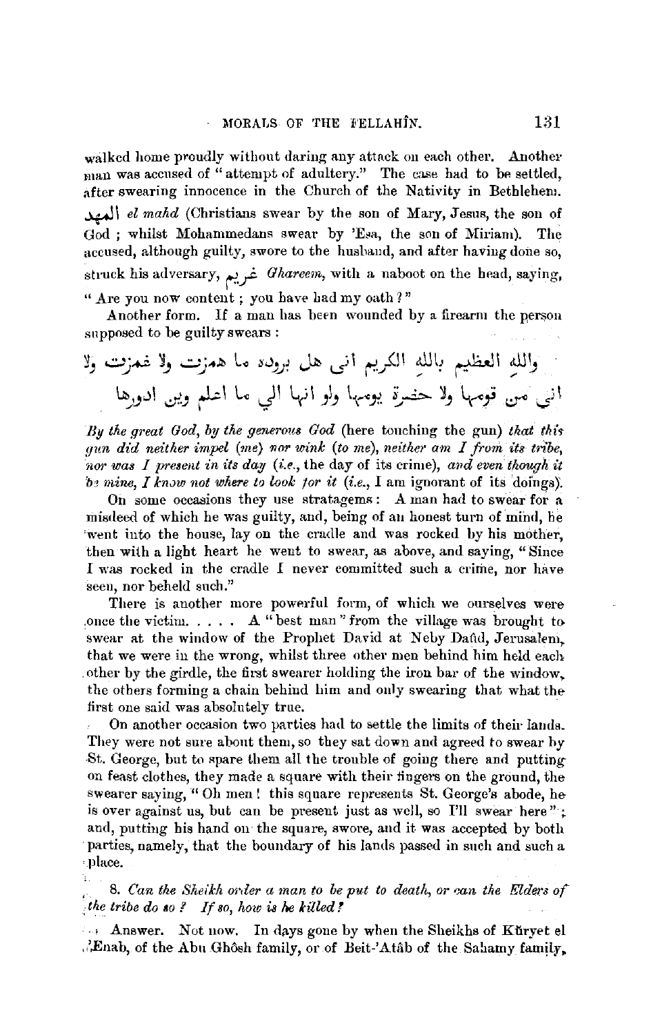walked home proudly without daring any attack on each other. Another man was accused of "attempt of adultery." The case had to be settled, after swearing innocence in the Church of the Nativity in Bethlehem. المهد *el mahd* (Christians swear by the son of Mary, Jesus, the son of God; whilst Mohammedans swear by 'Esa, the son of Miriam). The accused, although guilty, swore to the husband, and after having done so, struck his adversary, غريم *Ghareem*, with a naboot on the head, saying, "Are you now content; you have had my oath?"

Another form. If a man has been wounded by a firearm the person supposed to be guilty swears:

والله العظيم بالله الكريم اني هل برودة ما همزت ولا غمزت ولا اني من قومها ولا حضرة يومها ولو انها الي ما اعلم وين ادورها

*By the great God, by the generous God* (here touching the gun) *that this gun did neither impel (me) nor wink (to me), neither am I from its tribe, nor was I present in its day* (*i.e.*, the day of its crime), *and even though it be mine, I know not where to look for it* (*i.e.*, I am ignorant of its doings).

On some occasions they use stratagems: A man had to swear for a misdeed of which he was guilty, and, being of an honest turn of mind, he went into the house, lay on the cradle and was rocked by his mother, then with a light heart he went to swear, as above, and saying, "Since I was rocked in the cradle I never committed such a crime, nor have seen, nor beheld such."

There is another more powerful form, of which we ourselves were once the victim. . . . . A "best man" from the village was brought to swear at the window of the Prophet David at Neby Daûd, Jerusalem, that we were in the wrong, whilst three other men behind him held each other by the girdle, the first swearer holding the iron bar of the window, the others forming a chain behind him and only swearing that what the first one said was absolutely true.

On another occasion two parties had to settle the limits of their lands. They were not sure about them, so they sat down and agreed to swear by St. George, but to spare them all the trouble of going there and putting on feast clothes, they made a square with their fingers on the ground, the swearer saying, "Oh men! this square represents St. George's abode, he is over against us, but can be present just as well, so I'll swear here"; and, putting his hand on the square, swore, and it was accepted by both parties, namely, that the boundary of his lands passed in such and such a place.

8. *Can the Sheikh order a man to be put to death, or can the Elders of the tribe do so? If so, how is he killed?*

Answer. Not now. In days gone by when the Sheikhs of Kŭryet el Enab, of the Abu Ghôsh family, or of Beit-'Atâb of the Sahamy family,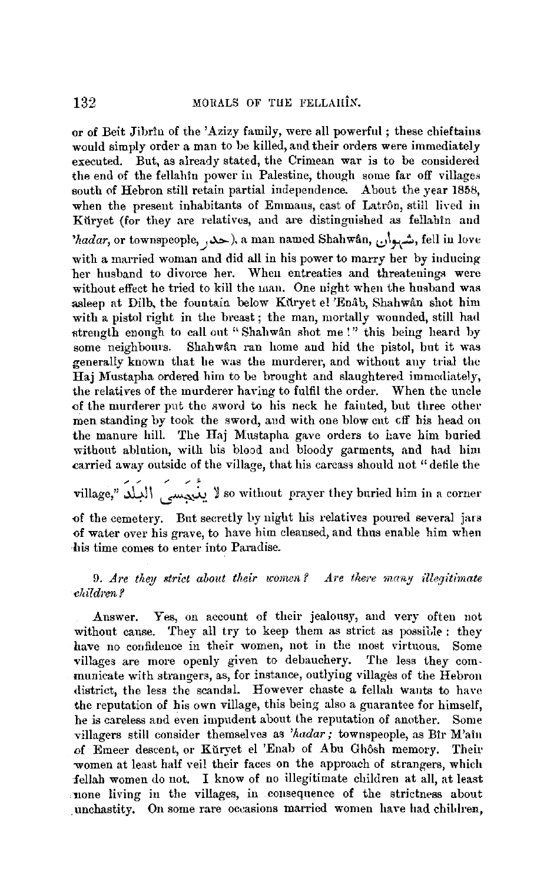or of Beit Jibrîn of the 'Azizy family, were all powerful; these chieftains would simply order a man to be killed, and their orders were immediately executed. But, as already stated, the Crimean war is to be considered the end of the fellahîn power in Palestine, though some far off villages south of Hebron still retain partial independence. About the year 1858, when the present inhabitants of Emmaus, east of Latrôn, still lived in Küryet (for they are relatives, and are distinguished as fellahîn and *'hadar*, or townspeople, حضر), a man named Shahwân, شهوان, fell in love with a married woman and did all in his power to marry her by inducing her husband to divorce her. When entreaties and threatenings were without effect he tried to kill the man. One night when the husband was asleep at Dilb, the fountain below Küryet el 'Enâb, Shahwân shot him with a pistol right in the breast; the man, mortally wounded, still had strength enough to call out "Shahwân shot me!" this being heard by some neighbours. Shahwân ran home and hid the pistol, but it was generally known that he was the murderer, and without any trial the Haj Mustapha ordered him to be brought and slaughtered immediately, the relatives of the murderer having to fulfil the order. When the uncle of the murderer put the sword to his neck he fainted, but three other men standing by took the sword, and with one blow cut off his head on the manure hill. The Haj Mustapha gave orders to have him buried without ablution, with his blood and bloody garments, and had him carried away outside of the village, that his carcass should not "defile the village," لا ينجّس البلد so without prayer they buried him in a corner of the cemetery. But secretly by night his relatives poured several jars of water over his grave, to have him cleansed, and thus enable him when his time comes to enter into Paradise.

9. *Are they strict about their women? Are there many illegitimate children?*

Answer. Yes, on account of their jealousy, and very often not without cause. They all try to keep them as strict as possible: they have no confidence in their women, not in the most virtuous. Some villages are more openly given to debauchery. The less they communicate with strangers, as, for instance, outlying villages of the Hebron district, the less the scandal. However chaste a fellah wants to have the reputation of his own village, this being also a guarantee for himself, he is careless and even impudent about the reputation of another. Some villagers still consider themselves as *'hadar;* townspeople, as Bîr M'aîn of Emeer descent, or Küryet el 'Enab of Abu Ghôsh memory. Their women at least half veil their faces on the approach of strangers, which fellah women do not. I know of no illegitimate children at all, at least none living in the villages, in consequence of the strictness about unchastity. On some rare occasions married women have had children,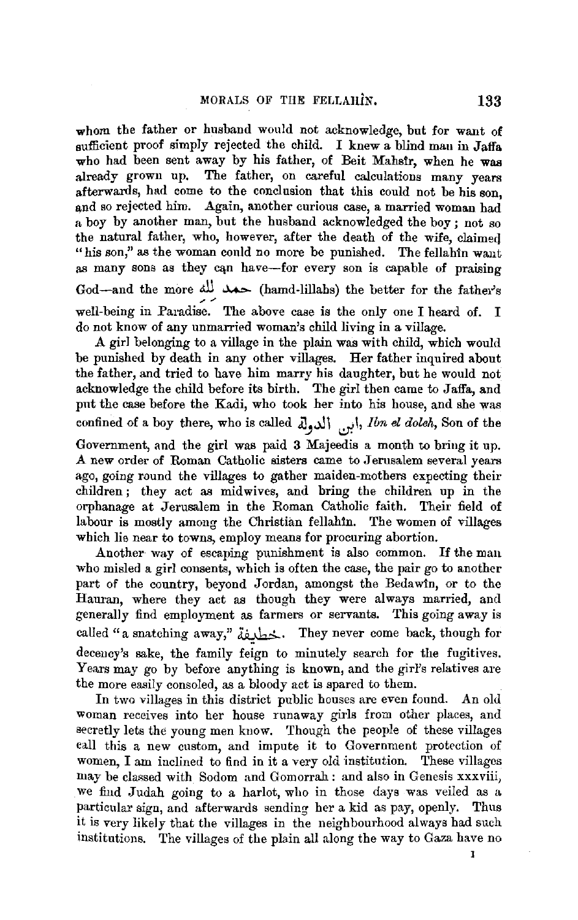whom the father or husband would not acknowledge, but for want of sufficient proof simply rejected the child. I knew a blind man in Jaffa who had been sent away by his father, of Beit Mahsîr, when he was already grown up. The father, on careful calculations many years afterwards, had come to the conclusion that this could not be his son, and so rejected him. Again, another curious case, a married woman had a boy by another man, but the husband acknowledged the boy; not so the natural father, who, however, after the death of the wife, claimed "his son," as the woman could no more be punished. The fellahîn want as many sons as they can have—for every son is capable of praising God—and the more حمد الله (hamd-lillahs) the better for the father's well-being in Paradise. The above case is the only one I heard of. I do not know of any unmarried woman's child living in a village.

A girl belonging to a village in the plain was with child, which would be punished by death in any other villages. Her father inquired about the father, and tried to have him marry his daughter, but he would not acknowledge the child before its birth. The girl then came to Jaffa, and put the case before the Kadi, who took her into his house, and she was confined of a boy there, who is called ابن الدولة, *Ibn el doleh*, Son of the Government, and the girl was paid 3 Majeedis a month to bring it up. A new order of Roman Catholic sisters came to Jerusalem several years ago, going round the villages to gather maiden-mothers expecting their children; they act as midwives, and bring the children up in the orphanage at Jerusalem in the Roman Catholic faith. Their field of labour is mostly among the Christian fellahîn. The women of villages which lie near to towns, employ means for procuring abortion.

Another way of escaping punishment is also common. If the man who misled a girl consents, which is often the case, the pair go to another part of the country, beyond Jordan, amongst the Bedawîn, or to the Hauran, where they act as though they were always married, and generally find employment as farmers or servants. This going away is called "a snatching away," خطيفة. They never come back, though for decency's sake, the family feign to minutely search for the fugitives. Years may go by before anything is known, and the girl's relatives are the more easily consoled, as a bloody act is spared to them.

In two villages in this district public houses are even found. An old woman receives into her house runaway girls from other places, and secretly lets the young men know. Though the people of these villages call this a new custom, and impute it to Government protection of women, I am inclined to find in it a very old institution. These villages may be classed with Sodom and Gomorrah: and also in Genesis xxxviii, we find Judah going to a harlot, who in those days was veiled as a particular sign, and afterwards sending her a kid as pay, openly. Thus it is very likely that the villages in the neighbourhood always had such institutions. The villages of the plain all along the way to Gaza have no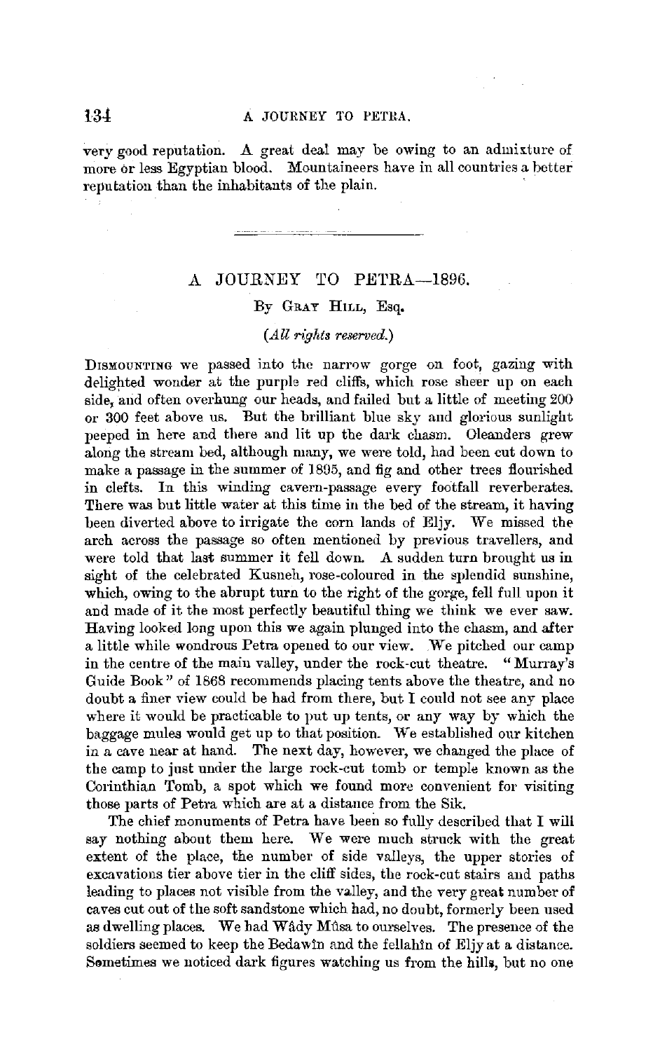very good reputation. A great deal may be owing to an admixture of more or less Egyptian blood. Mountaineers have in all countries a better reputation than the inhabitants of the plain.

---

## A JOURNEY TO PETRA—1896.

### By Gray Hill, Esq.

*(All rights reserved.)*

Dismounting we passed into the narrow gorge on foot, gazing with delighted wonder at the purple red cliffs, which rose sheer up on each side, and often overhung our heads, and failed but a little of meeting 200 or 300 feet above us. But the brilliant blue sky and glorious sunlight peeped in here and there and lit up the dark chasm. Oleanders grew along the stream bed, although many, we were told, had been cut down to make a passage in the summer of 1895, and fig and other trees flourished in clefts. In this winding cavern-passage every footfall reverberates. There was but little water at this time in the bed of the stream, it having been diverted above to irrigate the corn lands of Eljy. We missed the arch across the passage so often mentioned by previous travellers, and were told that last summer it fell down. A sudden turn brought us in sight of the celebrated Kusneh, rose-coloured in the splendid sunshine, which, owing to the abrupt turn to the right of the gorge, fell full upon it and made of it the most perfectly beautiful thing we think we ever saw. Having looked long upon this we again plunged into the chasm, and after a little while wondrous Petra opened to our view. We pitched our camp in the centre of the main valley, under the rock-cut theatre. "Murray's Guide Book" of 1868 recommends placing tents above the theatre, and no doubt a finer view could be had from there, but I could not see any place where it would be practicable to put up tents, or any way by which the baggage mules would get up to that position. We established our kitchen in a cave near at hand. The next day, however, we changed the place of the camp to just under the large rock-cut tomb or temple known as the Corinthian Tomb, a spot which we found more convenient for visiting those parts of Petra which are at a distance from the Sik.

The chief monuments of Petra have been so fully described that I will say nothing about them here. We were much struck with the great extent of the place, the number of side valleys, the upper stories of excavations tier above tier in the cliff sides, the rock-cut stairs and paths leading to places not visible from the valley, and the very great number of caves cut out of the soft sandstone which had, no doubt, formerly been used as dwelling places. We had Wâdy Mûsa to ourselves. The presence of the soldiers seemed to keep the Bedawîn and the fellahîn of Eljy at a distance. Sometimes we noticed dark figures watching us from the hills, but no one